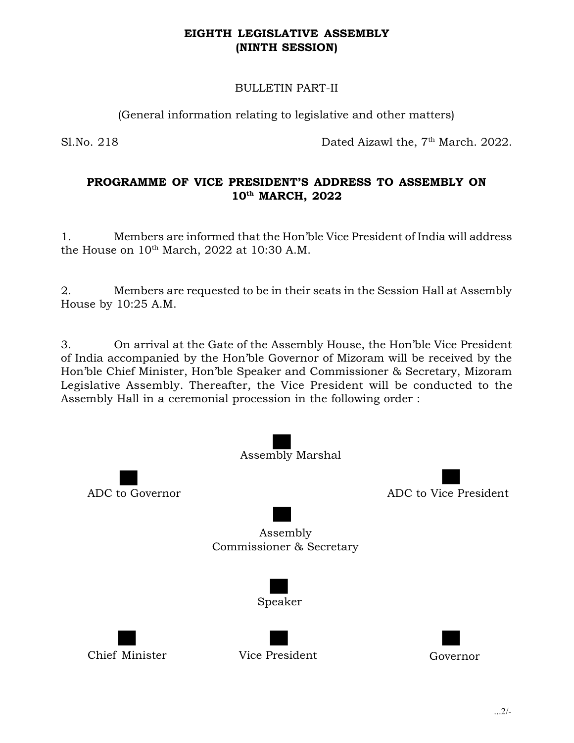**EIGHTH LEGISLATIVE ASSEMBLY**
**(NINTH SESSION)**

BULLETIN PART-II

(General information relating to legislative and other matters)

Sl.No. 218 Dated Aizawl the, 7th March. 2022.

## PROGRAMME OF VICE PRESIDENT'S ADDRESS TO ASSEMBLY ON 10th MARCH, 2022

1. Members are informed that the Hon'ble Vice President of India will address the House on 10th March, 2022 at 10:30 A.M.

2. Members are requested to be in their seats in the Session Hall at Assembly House by 10:25 A.M.

3. On arrival at the Gate of the Assembly House, the Hon'ble Vice President of India accompanied by the Hon'ble Governor of Mizoram will be received by the Hon'ble Chief Minister, Hon'ble Speaker and Commissioner & Secretary, Mizoram Legislative Assembly. Thereafter, the Vice President will be conducted to the Assembly Hall in a ceremonial procession in the following order :

Assembly Marshal

ADC to Governor | ADC to Vice President

Assembly Commissioner & Secretary

Speaker

Chief Minister | Vice President | Governor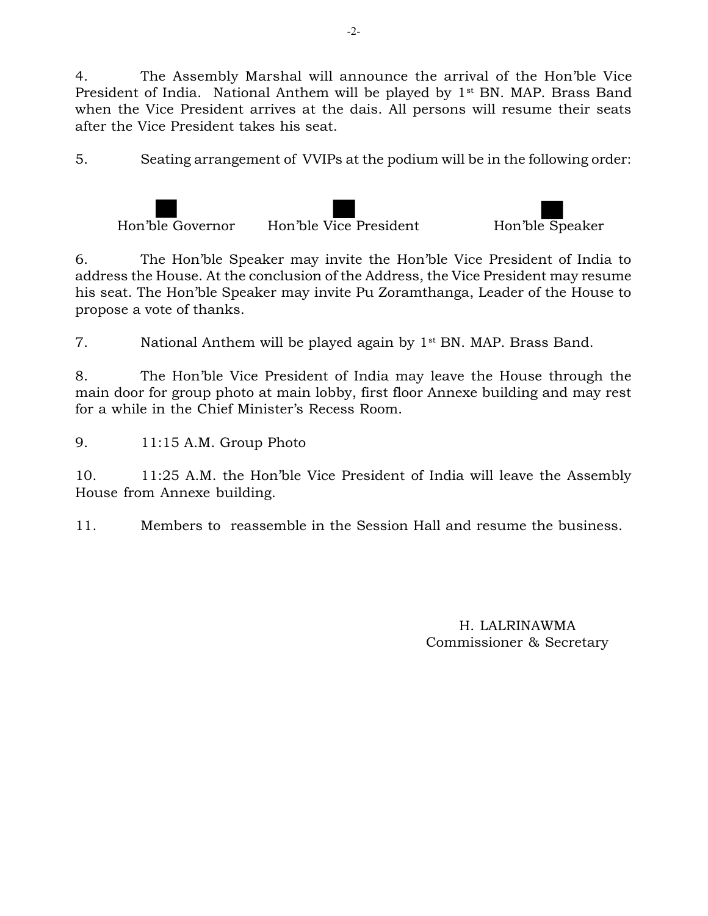4. The Assembly Marshal will announce the arrival of the Hon'ble Vice President of India. National Anthem will be played by 1st BN. MAP. Brass Band when the Vice President arrives at the dais. All persons will resume their seats after the Vice President takes his seat.

5. Seating arrangement of VVIPs at the podium will be in the following order:

| | | |
|---|---|---|
| Hon'ble Governor | Hon'ble Vice President | Hon'ble Speaker |

6. The Hon'ble Speaker may invite the Hon'ble Vice President of India to address the House. At the conclusion of the Address, the Vice President may resume his seat. The Hon'ble Speaker may invite Pu Zoramthanga, Leader of the House to propose a vote of thanks.

7. National Anthem will be played again by 1st BN. MAP. Brass Band.

8. The Hon'ble Vice President of India may leave the House through the main door for group photo at main lobby, first floor Annexe building and may rest for a while in the Chief Minister's Recess Room.

9. 11:15 A.M. Group Photo

10. 11:25 A.M. the Hon'ble Vice President of India will leave the Assembly House from Annexe building.

11. Members to reassemble in the Session Hall and resume the business.

H. LALRINAWMA
Commissioner & Secretary